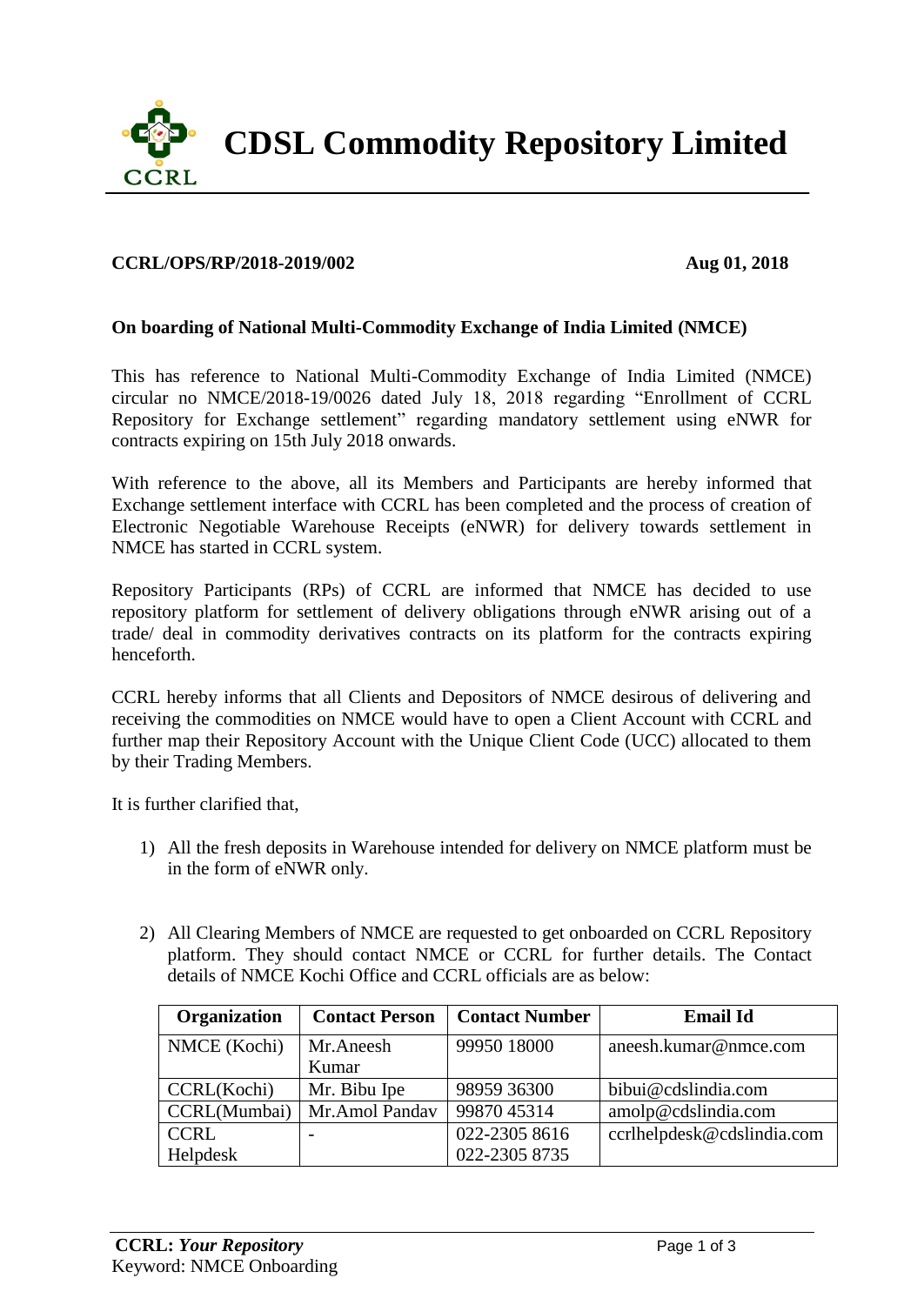# CDSL Commodity Repository Limited

**CCRL/OPS/RP/2018-2019/002** **Aug 01, 2018**

**On boarding of National Multi-Commodity Exchange of India Limited (NMCE)**

This has reference to National Multi-Commodity Exchange of India Limited (NMCE) circular no NMCE/2018-19/0026 dated July 18, 2018 regarding "Enrollment of CCRL Repository for Exchange settlement" regarding mandatory settlement using eNWR for contracts expiring on 15th July 2018 onwards.

With reference to the above, all its Members and Participants are hereby informed that Exchange settlement interface with CCRL has been completed and the process of creation of Electronic Negotiable Warehouse Receipts (eNWR) for delivery towards settlement in NMCE has started in CCRL system.

Repository Participants (RPs) of CCRL are informed that NMCE has decided to use repository platform for settlement of delivery obligations through eNWR arising out of a trade/ deal in commodity derivatives contracts on its platform for the contracts expiring henceforth.

CCRL hereby informs that all Clients and Depositors of NMCE desirous of delivering and receiving the commodities on NMCE would have to open a Client Account with CCRL and further map their Repository Account with the Unique Client Code (UCC) allocated to them by their Trading Members.

It is further clarified that,

1) All the fresh deposits in Warehouse intended for delivery on NMCE platform must be in the form of eNWR only.

2) All Clearing Members of NMCE are requested to get onboarded on CCRL Repository platform. They should contact NMCE or CCRL for further details. The Contact details of NMCE Kochi Office and CCRL officials are as below:

| Organization | Contact Person | Contact Number | Email Id |
|---|---|---|---|
| NMCE (Kochi) | Mr.Aneesh Kumar | 99950 18000 | aneesh.kumar@nmce.com |
| CCRL(Kochi) | Mr. Bibu Ipe | 98959 36300 | bibui@cdslindia.com |
| CCRL(Mumbai) | Mr.Amol Pandav | 99870 45314 | amolp@cdslindia.com |
| CCRL Helpdesk | - | 022-2305 8616<br>022-2305 8735 | ccrlhelpdesk@cdslindia.com |

**CCRL:** ***Your Repository***
Keyword: NMCE Onboarding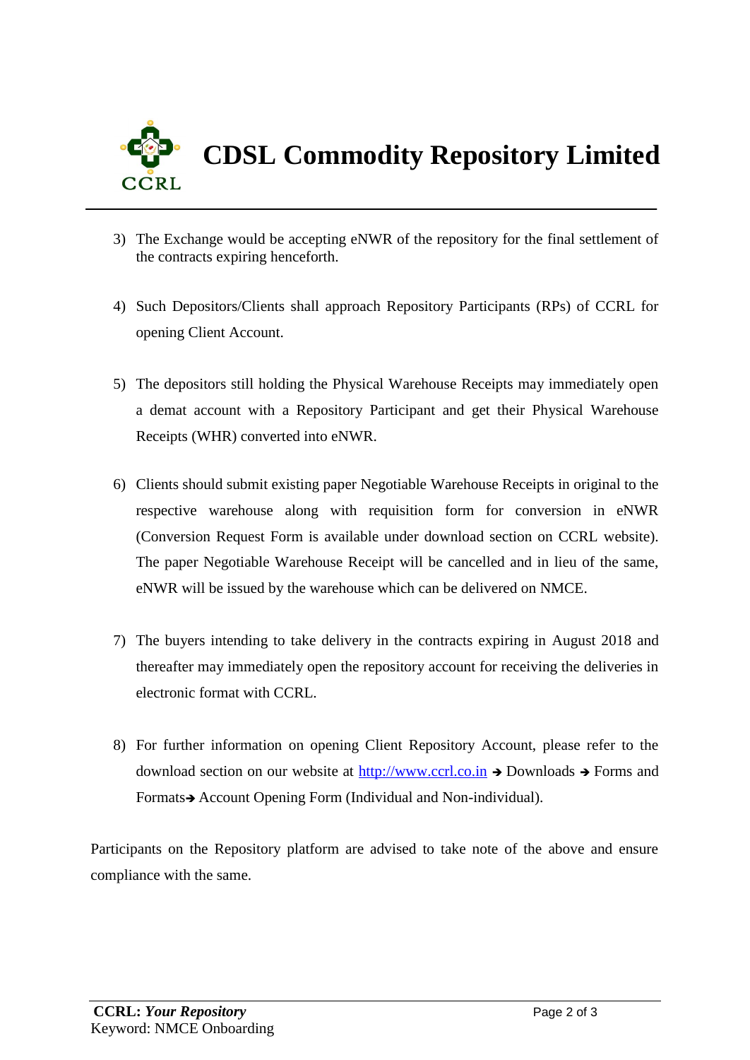3) The Exchange would be accepting eNWR of the repository for the final settlement of the contracts expiring henceforth.

4) Such Depositors/Clients shall approach Repository Participants (RPs) of CCRL for opening Client Account.

5) The depositors still holding the Physical Warehouse Receipts may immediately open a demat account with a Repository Participant and get their Physical Warehouse Receipts (WHR) converted into eNWR.

6) Clients should submit existing paper Negotiable Warehouse Receipts in original to the respective warehouse along with requisition form for conversion in eNWR (Conversion Request Form is available under download section on CCRL website). The paper Negotiable Warehouse Receipt will be cancelled and in lieu of the same, eNWR will be issued by the warehouse which can be delivered on NMCE.

7) The buyers intending to take delivery in the contracts expiring in August 2018 and thereafter may immediately open the repository account for receiving the deliveries in electronic format with CCRL.

8) For further information on opening Client Repository Account, please refer to the download section on our website at [http://www.ccrl.co.in](http://www.ccrl.co.in) → Downloads → Forms and Formats→ Account Opening Form (Individual and Non-individual).

Participants on the Repository platform are advised to take note of the above and ensure compliance with the same.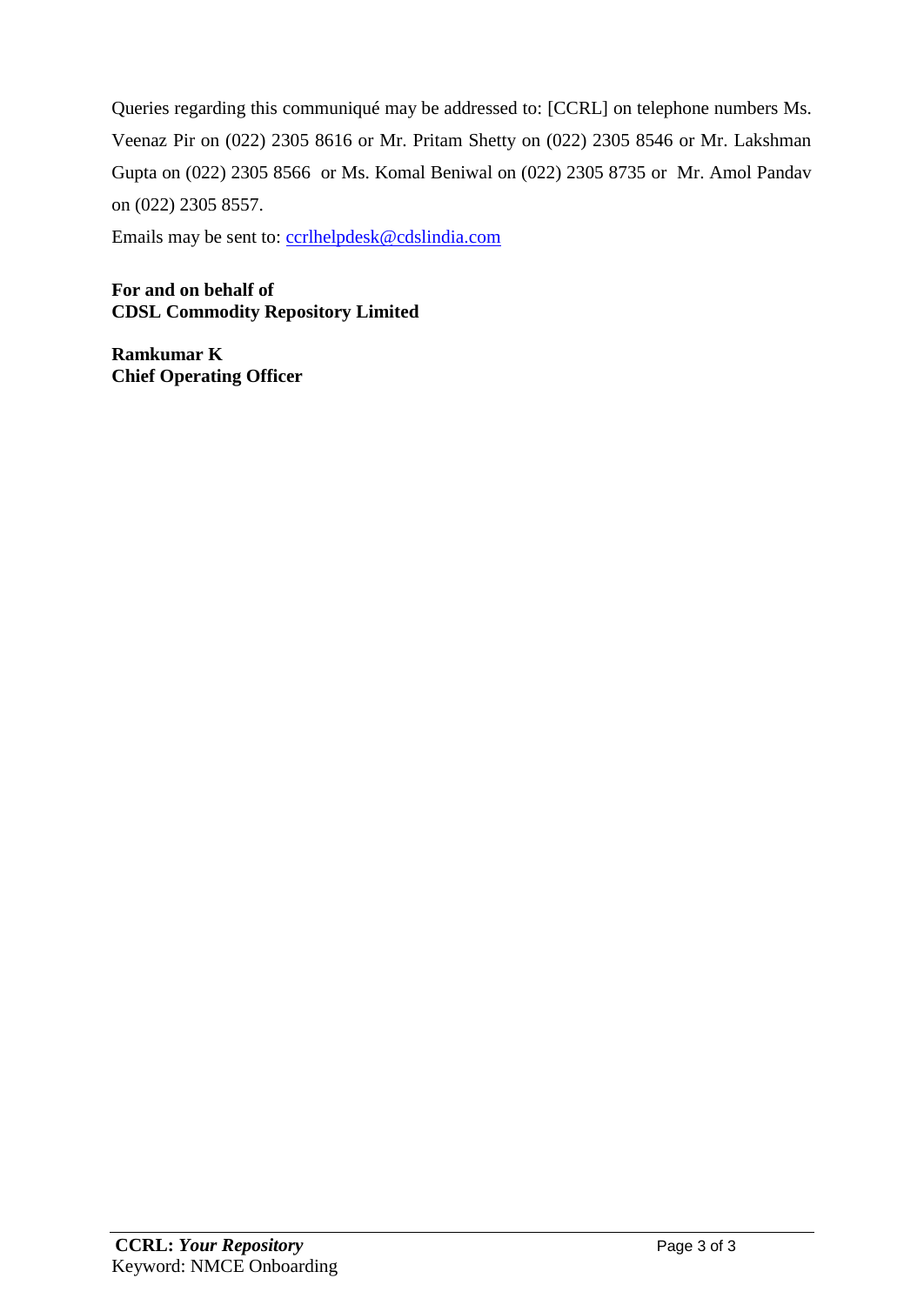Queries regarding this communiqué may be addressed to: [CCRL] on telephone numbers Ms. Veenaz Pir on (022) 2305 8616 or Mr. Pritam Shetty on (022) 2305 8546 or Mr. Lakshman Gupta on (022) 2305 8566 or Ms. Komal Beniwal on (022) 2305 8735 or Mr. Amol Pandav on (022) 2305 8557.

Emails may be sent to: ccrlhelpdesk@cdslindia.com

**For and on behalf of**
**CDSL Commodity Repository Limited**

**Ramkumar K**
**Chief Operating Officer**